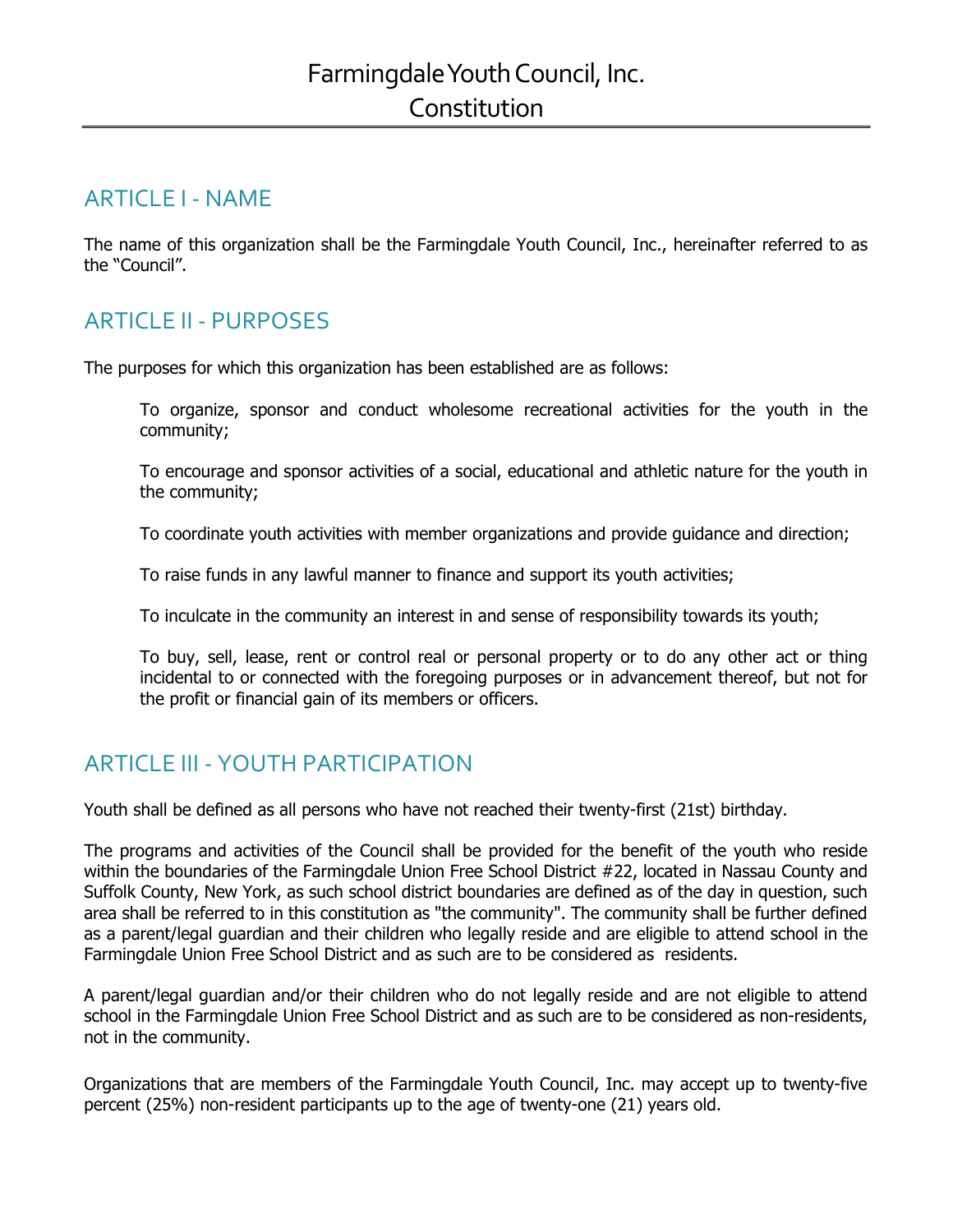# Farmingdale Youth Council, Inc.
# Constitution

## ARTICLE I - NAME

The name of this organization shall be the Farmingdale Youth Council, Inc., hereinafter referred to as the "Council".

## ARTICLE II - PURPOSES

The purposes for which this organization has been established are as follows:

> To organize, sponsor and conduct wholesome recreational activities for the youth in the community;
>
> To encourage and sponsor activities of a social, educational and athletic nature for the youth in the community;
>
> To coordinate youth activities with member organizations and provide guidance and direction;
>
> To raise funds in any lawful manner to finance and support its youth activities;
>
> To inculcate in the community an interest in and sense of responsibility towards its youth;
>
> To buy, sell, lease, rent or control real or personal property or to do any other act or thing incidental to or connected with the foregoing purposes or in advancement thereof, but not for the profit or financial gain of its members or officers.

## ARTICLE III - YOUTH PARTICIPATION

Youth shall be defined as all persons who have not reached their twenty-first (21st) birthday.

The programs and activities of the Council shall be provided for the benefit of the youth who reside within the boundaries of the Farmingdale Union Free School District #22, located in Nassau County and Suffolk County, New York, as such school district boundaries are defined as of the day in question, such area shall be referred to in this constitution as "the community". The community shall be further defined as a parent/legal guardian and their children who legally reside and are eligible to attend school in the Farmingdale Union Free School District and as such are to be considered as residents.

A parent/legal guardian and/or their children who do not legally reside and are not eligible to attend school in the Farmingdale Union Free School District and as such are to be considered as non-residents, not in the community.

Organizations that are members of the Farmingdale Youth Council, Inc. may accept up to twenty-five percent (25%) non-resident participants up to the age of twenty-one (21) years old.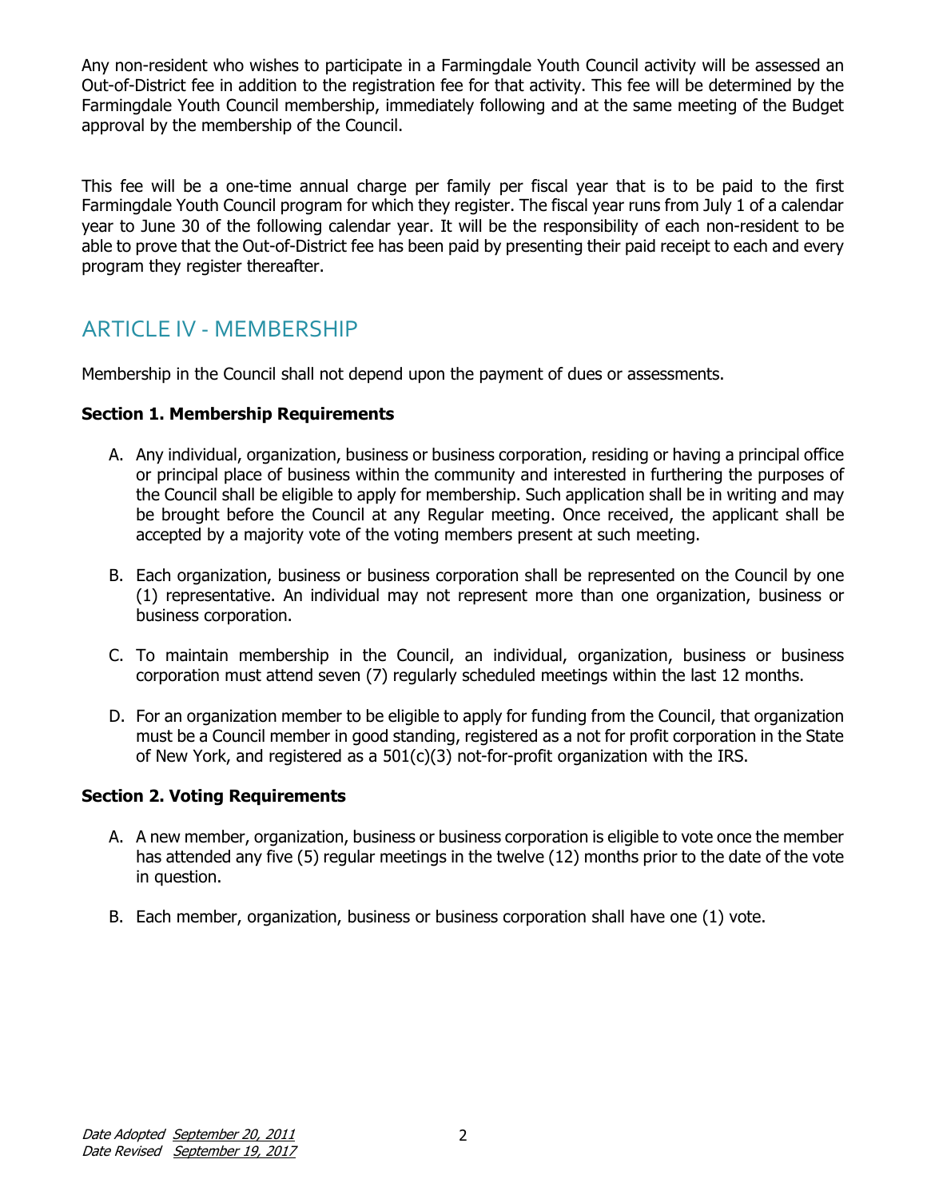Any non-resident who wishes to participate in a Farmingdale Youth Council activity will be assessed an Out-of-District fee in addition to the registration fee for that activity. This fee will be determined by the Farmingdale Youth Council membership, immediately following and at the same meeting of the Budget approval by the membership of the Council.

This fee will be a one-time annual charge per family per fiscal year that is to be paid to the first Farmingdale Youth Council program for which they register. The fiscal year runs from July 1 of a calendar year to June 30 of the following calendar year. It will be the responsibility of each non-resident to be able to prove that the Out-of-District fee has been paid by presenting their paid receipt to each and every program they register thereafter.

## ARTICLE IV - MEMBERSHIP

Membership in the Council shall not depend upon the payment of dues or assessments.

**Section 1. Membership Requirements**

A. Any individual, organization, business or business corporation, residing or having a principal office or principal place of business within the community and interested in furthering the purposes of the Council shall be eligible to apply for membership. Such application shall be in writing and may be brought before the Council at any Regular meeting. Once received, the applicant shall be accepted by a majority vote of the voting members present at such meeting.

B. Each organization, business or business corporation shall be represented on the Council by one (1) representative. An individual may not represent more than one organization, business or business corporation.

C. To maintain membership in the Council, an individual, organization, business or business corporation must attend seven (7) regularly scheduled meetings within the last 12 months.

D. For an organization member to be eligible to apply for funding from the Council, that organization must be a Council member in good standing, registered as a not for profit corporation in the State of New York, and registered as a 501(c)(3) not-for-profit organization with the IRS.

**Section 2. Voting Requirements**

A. A new member, organization, business or business corporation is eligible to vote once the member has attended any five (5) regular meetings in the twelve (12) months prior to the date of the vote in question.

B. Each member, organization, business or business corporation shall have one (1) vote.

*Date Adopted* *September 20, 2011*
*Date Revised* *September 19, 2017*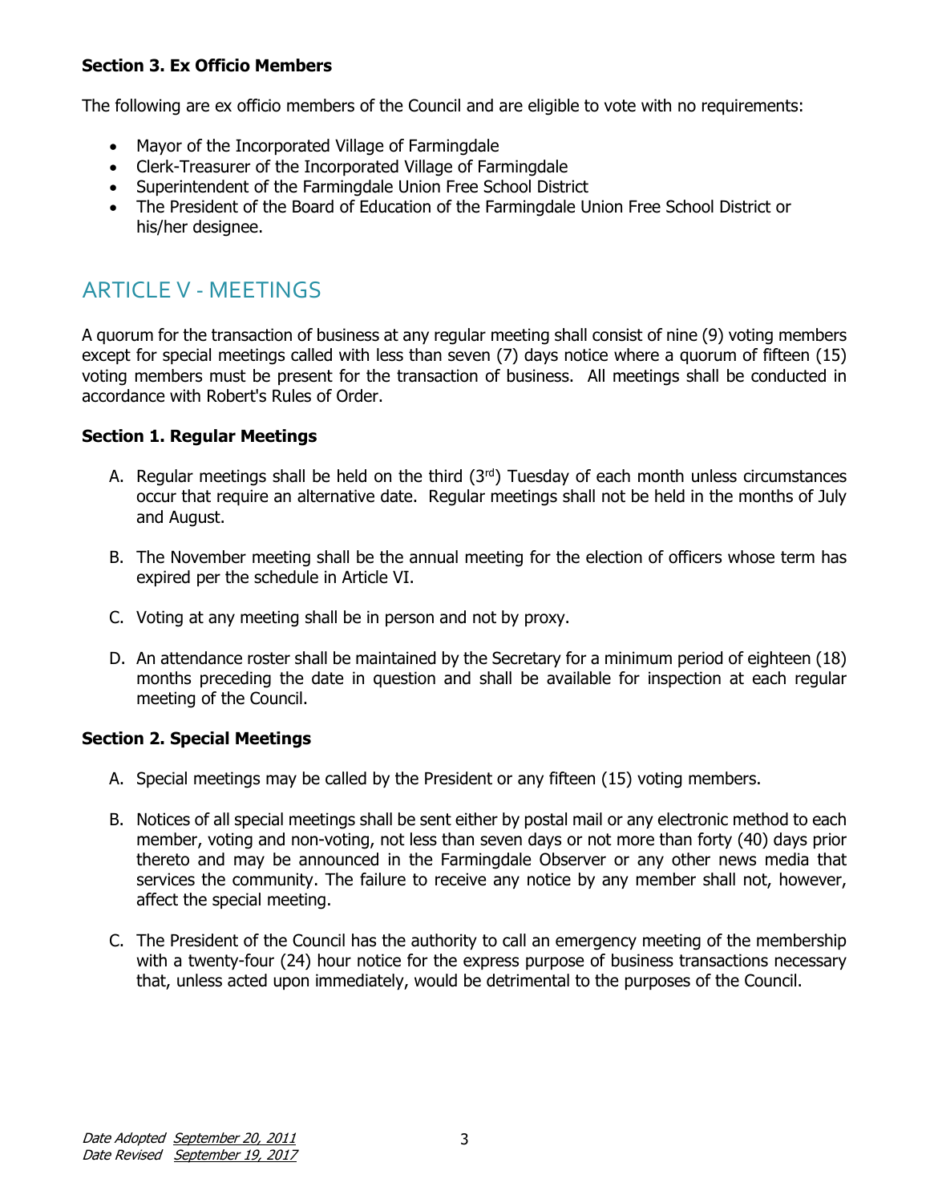### Section 3. Ex Officio Members

The following are ex officio members of the Council and are eligible to vote with no requirements:

- Mayor of the Incorporated Village of Farmingdale
- Clerk-Treasurer of the Incorporated Village of Farmingdale
- Superintendent of the Farmingdale Union Free School District
- The President of the Board of Education of the Farmingdale Union Free School District or his/her designee.

## ARTICLE V - MEETINGS

A quorum for the transaction of business at any regular meeting shall consist of nine (9) voting members except for special meetings called with less than seven (7) days notice where a quorum of fifteen (15) voting members must be present for the transaction of business. All meetings shall be conducted in accordance with Robert's Rules of Order.

### Section 1. Regular Meetings

A. Regular meetings shall be held on the third (3rd) Tuesday of each month unless circumstances occur that require an alternative date. Regular meetings shall not be held in the months of July and August.

B. The November meeting shall be the annual meeting for the election of officers whose term has expired per the schedule in Article VI.

C. Voting at any meeting shall be in person and not by proxy.

D. An attendance roster shall be maintained by the Secretary for a minimum period of eighteen (18) months preceding the date in question and shall be available for inspection at each regular meeting of the Council.

### Section 2. Special Meetings

A. Special meetings may be called by the President or any fifteen (15) voting members.

B. Notices of all special meetings shall be sent either by postal mail or any electronic method to each member, voting and non-voting, not less than seven days or not more than forty (40) days prior thereto and may be announced in the Farmingdale Observer or any other news media that services the community. The failure to receive any notice by any member shall not, however, affect the special meeting.

C. The President of the Council has the authority to call an emergency meeting of the membership with a twenty-four (24) hour notice for the express purpose of business transactions necessary that, unless acted upon immediately, would be detrimental to the purposes of the Council.

*Date Adopted* *September 20, 2011*
*Date Revised* *September 19, 2017*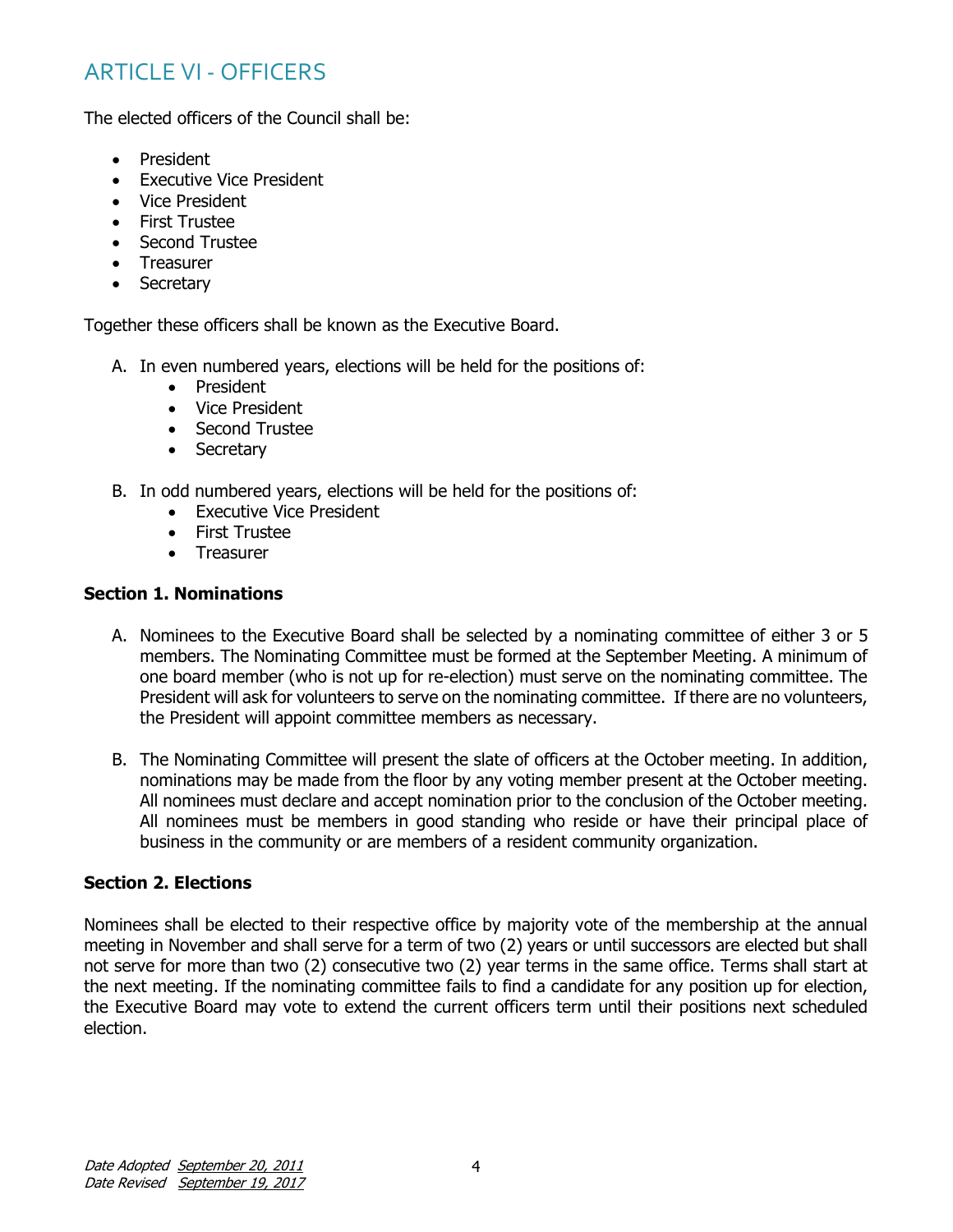## ARTICLE VI - OFFICERS

The elected officers of the Council shall be:

- President
- Executive Vice President
- Vice President
- First Trustee
- Second Trustee
- Treasurer
- Secretary

Together these officers shall be known as the Executive Board.

A. In even numbered years, elections will be held for the positions of:
   - President
   - Vice President
   - Second Trustee
   - Secretary

B. In odd numbered years, elections will be held for the positions of:
   - Executive Vice President
   - First Trustee
   - Treasurer

**Section 1. Nominations**

A. Nominees to the Executive Board shall be selected by a nominating committee of either 3 or 5 members. The Nominating Committee must be formed at the September Meeting. A minimum of one board member (who is not up for re-election) must serve on the nominating committee. The President will ask for volunteers to serve on the nominating committee. If there are no volunteers, the President will appoint committee members as necessary.

B. The Nominating Committee will present the slate of officers at the October meeting. In addition, nominations may be made from the floor by any voting member present at the October meeting. All nominees must declare and accept nomination prior to the conclusion of the October meeting. All nominees must be members in good standing who reside or have their principal place of business in the community or are members of a resident community organization.

**Section 2. Elections**

Nominees shall be elected to their respective office by majority vote of the membership at the annual meeting in November and shall serve for a term of two (2) years or until successors are elected but shall not serve for more than two (2) consecutive two (2) year terms in the same office. Terms shall start at the next meeting. If the nominating committee fails to find a candidate for any position up for election, the Executive Board may vote to extend the current officers term until their positions next scheduled election.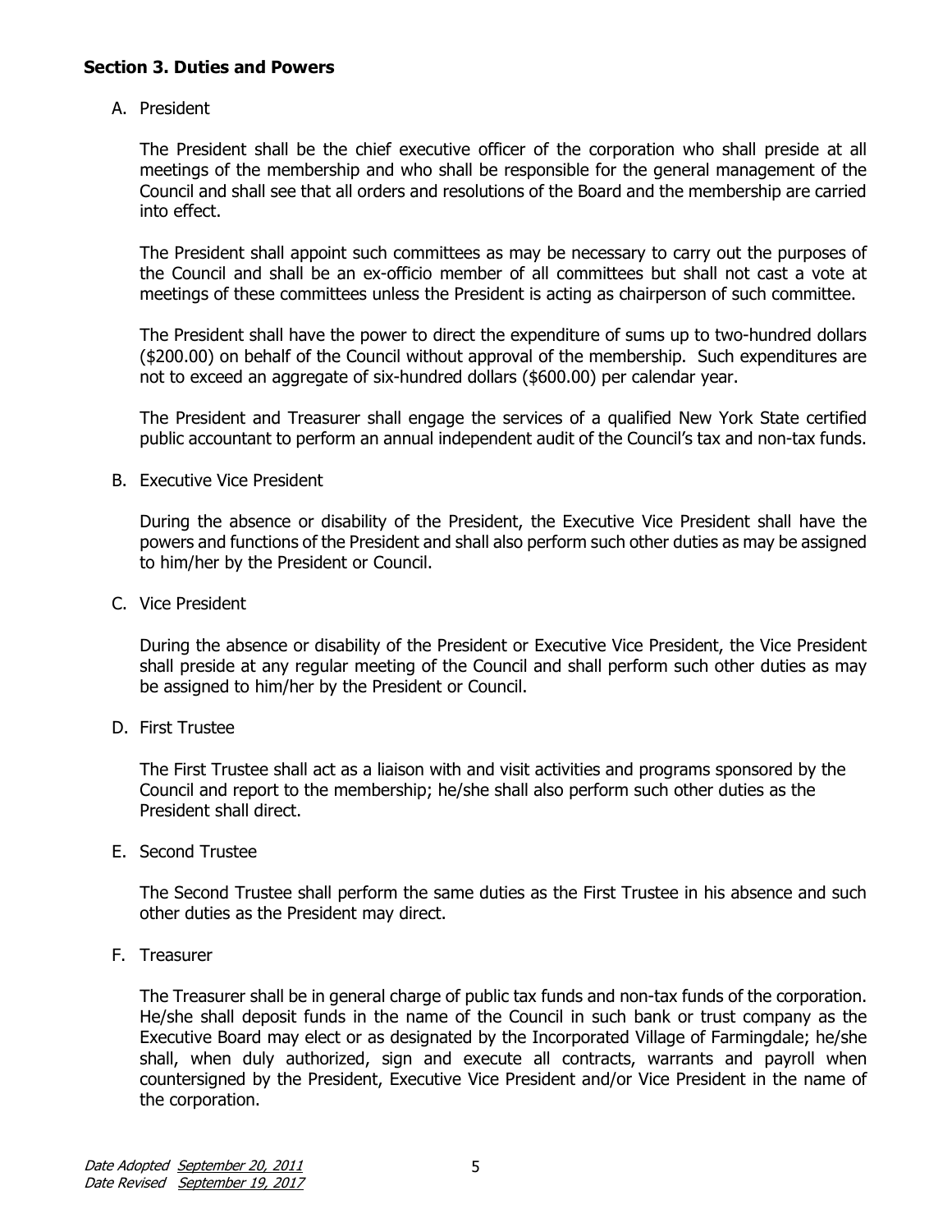### Section 3. Duties and Powers

A. President

The President shall be the chief executive officer of the corporation who shall preside at all meetings of the membership and who shall be responsible for the general management of the Council and shall see that all orders and resolutions of the Board and the membership are carried into effect.

The President shall appoint such committees as may be necessary to carry out the purposes of the Council and shall be an ex-officio member of all committees but shall not cast a vote at meetings of these committees unless the President is acting as chairperson of such committee.

The President shall have the power to direct the expenditure of sums up to two-hundred dollars ($200.00) on behalf of the Council without approval of the membership. Such expenditures are not to exceed an aggregate of six-hundred dollars ($600.00) per calendar year.

The President and Treasurer shall engage the services of a qualified New York State certified public accountant to perform an annual independent audit of the Council's tax and non-tax funds.

B. Executive Vice President

During the absence or disability of the President, the Executive Vice President shall have the powers and functions of the President and shall also perform such other duties as may be assigned to him/her by the President or Council.

C. Vice President

During the absence or disability of the President or Executive Vice President, the Vice President shall preside at any regular meeting of the Council and shall perform such other duties as may be assigned to him/her by the President or Council.

D. First Trustee

The First Trustee shall act as a liaison with and visit activities and programs sponsored by the Council and report to the membership; he/she shall also perform such other duties as the President shall direct.

E. Second Trustee

The Second Trustee shall perform the same duties as the First Trustee in his absence and such other duties as the President may direct.

F. Treasurer

The Treasurer shall be in general charge of public tax funds and non-tax funds of the corporation. He/she shall deposit funds in the name of the Council in such bank or trust company as the Executive Board may elect or as designated by the Incorporated Village of Farmingdale; he/she shall, when duly authorized, sign and execute all contracts, warrants and payroll when countersigned by the President, Executive Vice President and/or Vice President in the name of the corporation.

*Date Adopted September 20, 2011*
*Date Revised September 19, 2017*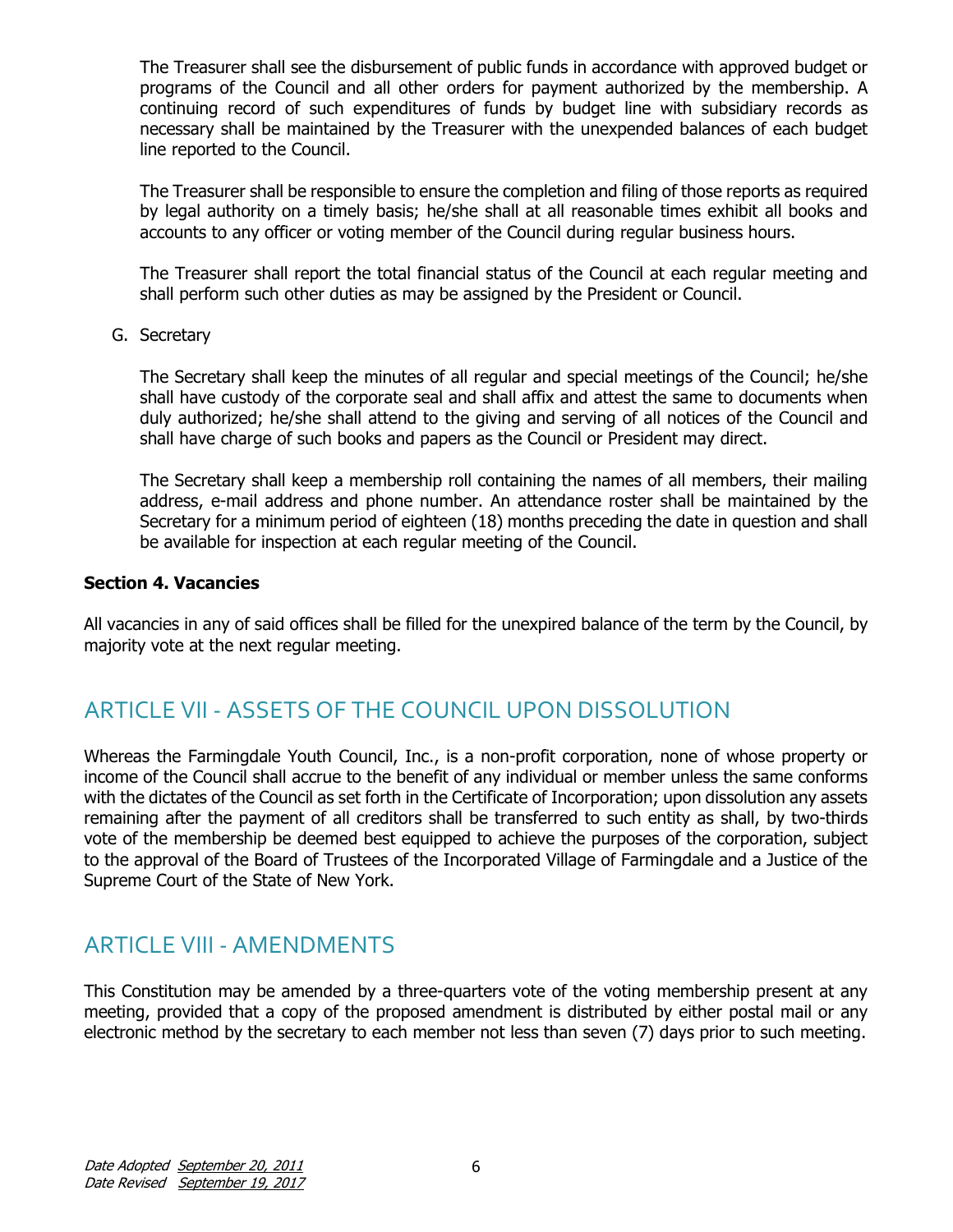The Treasurer shall see the disbursement of public funds in accordance with approved budget or programs of the Council and all other orders for payment authorized by the membership. A continuing record of such expenditures of funds by budget line with subsidiary records as necessary shall be maintained by the Treasurer with the unexpended balances of each budget line reported to the Council.

The Treasurer shall be responsible to ensure the completion and filing of those reports as required by legal authority on a timely basis; he/she shall at all reasonable times exhibit all books and accounts to any officer or voting member of the Council during regular business hours.

The Treasurer shall report the total financial status of the Council at each regular meeting and shall perform such other duties as may be assigned by the President or Council.

G. Secretary

The Secretary shall keep the minutes of all regular and special meetings of the Council; he/she shall have custody of the corporate seal and shall affix and attest the same to documents when duly authorized; he/she shall attend to the giving and serving of all notices of the Council and shall have charge of such books and papers as the Council or President may direct.

The Secretary shall keep a membership roll containing the names of all members, their mailing address, e-mail address and phone number. An attendance roster shall be maintained by the Secretary for a minimum period of eighteen (18) months preceding the date in question and shall be available for inspection at each regular meeting of the Council.

**Section 4. Vacancies**

All vacancies in any of said offices shall be filled for the unexpired balance of the term by the Council, by majority vote at the next regular meeting.

## ARTICLE VII - ASSETS OF THE COUNCIL UPON DISSOLUTION

Whereas the Farmingdale Youth Council, Inc., is a non-profit corporation, none of whose property or income of the Council shall accrue to the benefit of any individual or member unless the same conforms with the dictates of the Council as set forth in the Certificate of Incorporation; upon dissolution any assets remaining after the payment of all creditors shall be transferred to such entity as shall, by two-thirds vote of the membership be deemed best equipped to achieve the purposes of the corporation, subject to the approval of the Board of Trustees of the Incorporated Village of Farmingdale and a Justice of the Supreme Court of the State of New York.

## ARTICLE VIII - AMENDMENTS

This Constitution may be amended by a three-quarters vote of the voting membership present at any meeting, provided that a copy of the proposed amendment is distributed by either postal mail or any electronic method by the secretary to each member not less than seven (7) days prior to such meeting.

*Date Adopted* *September 20, 2011*
*Date Revised* *September 19, 2017*